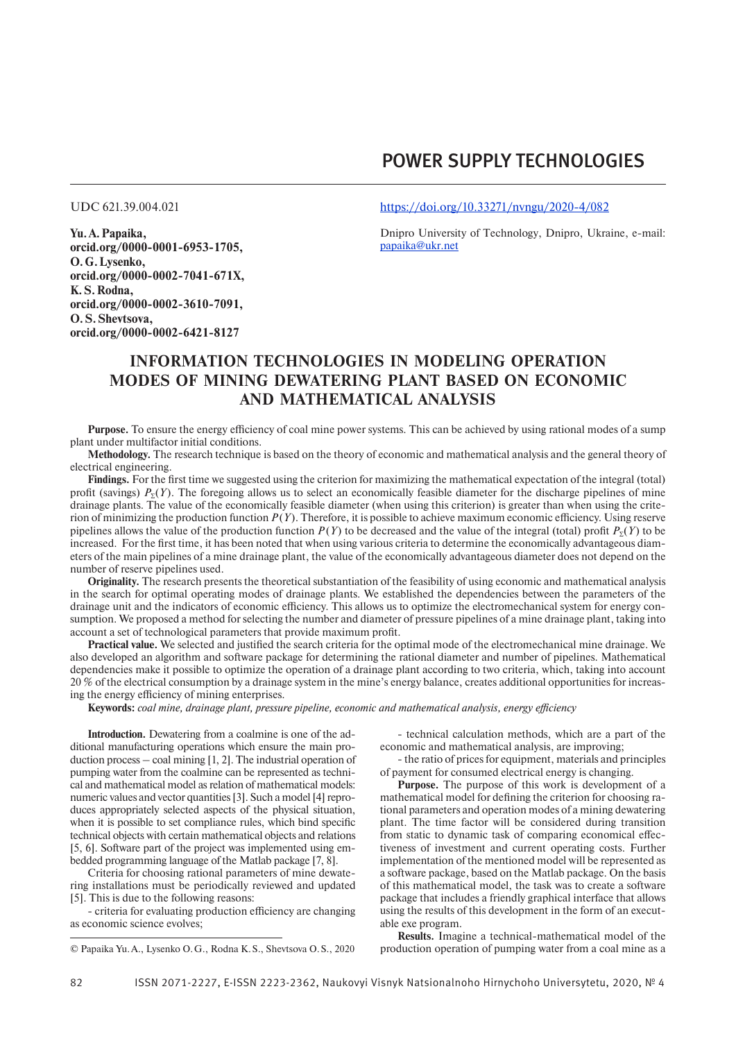# POWER SUPPLY TECHNOLOGIES

UDC 621.39.004.021

https://doi.org/10.33271/nvngu/2020-4/082

**Yu. A. Papaika,**
**orcid.org/0000-0001-6953-1705,**
**O. G. Lysenko,**
**orcid.org/0000-0002-7041-671X,**
**K. S. Rodna,**
**orcid.org/0000-0002-3610-7091,**
**O. S. Shevtsova,**
**orcid.org/0000-0002-6421-8127**

Dnipro University of Technology, Dnipro, Ukraine, e-mail: papaika@ukr.net

## INFORMATION TECHNOLOGIES IN MODELING OPERATION MODES OF MINING DEWATERING PLANT BASED ON ECONOMIC AND MATHEMATICAL ANALYSIS

**Purpose.** To ensure the energy efficiency of coal mine power systems. This can be achieved by using rational modes of a sump plant under multifactor initial conditions.

**Methodology.** The research technique is based on the theory of economic and mathematical analysis and the general theory of electrical engineering.

**Findings.** For the first time we suggested using the criterion for maximizing the mathematical expectation of the integral (total) profit (savings) $P_\Sigma(Y)$. The foregoing allows us to select an economically feasible diameter for the discharge pipelines of mine drainage plants. The value of the economically feasible diameter (when using this criterion) is greater than when using the criterion of minimizing the production function $P(Y)$. Therefore, it is possible to achieve maximum economic efficiency. Using reserve pipelines allows the value of the production function $P(Y)$ to be decreased and the value of the integral (total) profit $P_\Sigma(Y)$ to be increased. For the first time, it has been noted that when using various criteria to determine the economically advantageous diameters of the main pipelines of a mine drainage plant, the value of the economically advantageous diameter does not depend on the number of reserve pipelines used.

**Originality.** The research presents the theoretical substantiation of the feasibility of using economic and mathematical analysis in the search for optimal operating modes of drainage plants. We established the dependencies between the parameters of the drainage unit and the indicators of economic efficiency. This allows us to optimize the electromechanical system for energy consumption. We proposed a method for selecting the number and diameter of pressure pipelines of a mine drainage plant, taking into account a set of technological parameters that provide maximum profit.

**Practical value.** We selected and justified the search criteria for the optimal mode of the electromechanical mine drainage. We also developed an algorithm and software package for determining the rational diameter and number of pipelines. Mathematical dependencies make it possible to optimize the operation of a drainage plant according to two criteria, which, taking into account 20 % of the electrical consumption by a drainage system in the mine's energy balance, creates additional opportunities for increasing the energy efficiency of mining enterprises.

**Keywords:** *coal mine, drainage plant, pressure pipeline, economic and mathematical analysis, energy efficiency*

**Introduction.** Dewatering from a coalmine is one of the additional manufacturing operations which ensure the main production process – coal mining [1, 2]. The industrial operation of pumping water from the coalmine can be represented as technical and mathematical model as relation of mathematical models: numeric values and vector quantities [3]. Such a model [4] reproduces appropriately selected aspects of the physical situation, when it is possible to set compliance rules, which bind specific technical objects with certain mathematical objects and relations [5, 6]. Software part of the project was implemented using embedded programming language of the Matlab package [7, 8].

Criteria for choosing rational parameters of mine dewatering installations must be periodically reviewed and updated [5]. This is due to the following reasons:

- criteria for evaluating production efficiency are changing as economic science evolves;
- technical calculation methods, which are a part of the economic and mathematical analysis, are improving;
- the ratio of prices for equipment, materials and principles of payment for consumed electrical energy is changing.

**Purpose.** The purpose of this work is development of a mathematical model for defining the criterion for choosing rational parameters and operation modes of a mining dewatering plant. The time factor will be considered during transition from static to dynamic task of comparing economical effectiveness of investment and current operating costs. Further implementation of the mentioned model will be represented as a software package, based on the Matlab package. On the basis of this mathematical model, the task was to create a software package that includes a friendly graphical interface that allows using the results of this development in the form of an executable exe program.

**Results.** Imagine a technical-mathematical model of the production operation of pumping water from a coal mine as a

© Papaika Yu. A., Lysenko O. G., Rodna K. S., Shevtsova O. S., 2020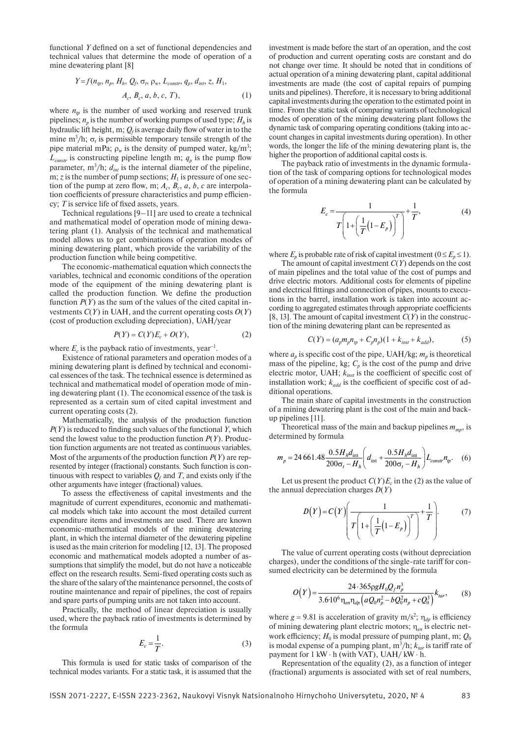functional $Y$ defined on a set of functional dependencies and technical values that determine the mode of operation of a mine dewatering plant [8]

$$Y = f(n_{tp}, n_p, H_h, Q_f, \sigma_t, \rho_w, L_{constr}, q_p, d_{int}, z, H_1, A_c, B_c, a, b, c, T), \qquad (1)$$

where $n_{tp}$ is the number of used working and reserved trunk pipelines; $n_p$ is the number of working pumps of used type; $H_h$ is hydraulic lift height, m; $Q_f$ is average daily flow of water in to the mine m$^3$/h; $\sigma_t$ is permissible temporary tensile strength of the pipe material mPa; $\rho_w$ is the density of pumped water, kg/m$^3$; $L_{constr}$ is constructing pipeline length m; $q_p$ is the pump flow parameter, m$^3$/h; $d_{int}$ is the internal diameter of the pipeline, m; $z$ is the number of pump sections; $H_1$ is pressure of one section of the pump at zero flow, m; $A_c$, $B_c$, $a$, $b$, $c$ are interpolation coefficients of pressure characteristics and pump efficiency; $T$ is service life of fixed assets, years.

Technical regulations [9–11] are used to create a technical and mathematical model of operation mode of mining dewatering plant (1). Analysis of the technical and mathematical model allows us to get combinations of operation modes of mining dewatering plant, which provide the variability of the production function while being competitive.

The economic-mathematical equation which connects the variables, technical and economic conditions of the operation mode of the equipment of the mining dewatering plant is called the production function. We define the production function $P(Y)$ as the sum of the values of the cited capital investments $C(Y)$ in UAH, and the current operating costs $O(Y)$ (cost of production excluding depreciation), UAH/year

$$P(Y) = C(Y)E_c + O(Y), \qquad (2)$$

where $E_c$ is the payback ratio of investments, year$^{-1}$.

Existence of rational parameters and operation modes of a mining dewatering plant is defined by technical and economical essences of the task. The technical essence is determined as technical and mathematical model of operation mode of mining dewatering plant (1). The economical essence of the task is represented as a certain sum of cited capital investment and current operating costs (2).

Mathematically, the analysis of the production function $P(Y)$ is reduced to finding such values of the functional $Y$, which send the lowest value to the production function $P(Y)$. Production function arguments are not treated as continuous variables. Most of the arguments of the production function $P(Y)$ are represented by integer (fractional) constants. Such function is continuous with respect to variables $Q_f$ and $T$, and exists only if the other arguments have integer (fractional) values.

To assess the effectiveness of capital investments and the magnitude of current expenditures, economic and mathematical models which take into account the most detailed current expenditure items and investments are used. There are known economic-mathematical models of the mining dewatering plant, in which the internal diameter of the dewatering pipeline is used as the main criterion for modeling [12, 13]. The proposed economic and mathematical models adopted a number of assumptions that simplify the model, but do not have a noticeable effect on the research results. Semi-fixed operating costs such as the share of the salary of the maintenance personnel, the costs of routine maintenance and repair of pipelines, the cost of repairs and spare parts of pumping units are not taken into account.

Practically, the method of linear depreciation is usually used, where the payback ratio of investments is determined by the formula

$$E_c = \frac{1}{T}. \qquad (3)$$

This formula is used for static tasks of comparison of the technical modes variants. For a static task, it is assumed that the investment is made before the start of an operation, and the cost of production and current operating costs are constant and do not change over time. It should be noted that in conditions of actual operation of a mining dewatering plant, capital additional investments are made (the cost of capital repairs of pumping units and pipelines). Therefore, it is necessary to bring additional capital investments during the operation to the estimated point in time. From the static task of comparing variants of technological modes of operation of the mining dewatering plant follows the dynamic task of comparing operating conditions (taking into account changes in capital investments during operation). In other words, the longer the life of the mining dewatering plant is, the higher the proportion of additional capital costs is.

The payback ratio of investments in the dynamic formulation of the task of comparing options for technological modes of operation of a mining dewatering plant can be calculated by the formula

$$E_c = \frac{1}{T\left(1 + \left(\frac{1}{T}\left(1 - E_p\right)\right)^T\right)} + \frac{1}{T}, \qquad (4)$$

where $E_p$ is probable rate of risk of capital investment ($0 \le E_p \le 1$).

The amount of capital investment $C(Y)$ depends on the cost of main pipelines and the total value of the cost of pumps and drive electric motors. Additional costs for elements of pipeline and electrical fittings and connection of pipes, mounts to executions in the barrel, installation work is taken into account according to aggregated estimates through appropriate coefficients [8, 13]. The amount of capital investment $C(Y)$ in the construction of the mining dewatering plant can be represented as

$$C(Y) = (a_p m_p n_{tp} + C_p n_p)(1 + k_{inst} + k_{add}), \qquad (5)$$

where $a_p$ is specific cost of the pipe, UAH/kg; $m_p$ is theoretical mass of the pipeline, kg; $C_p$ is the cost of the pump and drive electric motor, UAH; $k_{inst}$ is the coefficient of specific cost of installation work; $k_{add}$ is the coefficient of specific cost of additional operations.

The main share of capital investments in the construction of a mining dewatering plant is the cost of the main and backup pipelines [11].

Theoretical mass of the main and backup pipelines $m_{mp}$, is determined by formula

$$m_p = 24\,661.48 \frac{0.5 H_h d_{\text{int}}}{200\sigma_t - H_h}\left(d_{\text{int}} + \frac{0.5 H_h d_{\text{int}}}{200\sigma_t - H_h}\right) L_{constr} n_{tp}. \qquad (6)$$

Let us present the product $C(Y)E_c$ in the (2) as the value of the annual depreciation charges $D(Y)$

$$D(Y) = C(Y)\left(\frac{1}{T\left(1 + \left(\frac{1}{T}\left(1 - E_p\right)\right)^T\right)} + \frac{1}{T}\right). \qquad (7)$$

The value of current operating costs (without depreciation charges), under the conditions of the single-rate tariff for consumed electricity can be determined by the formula

$$O(Y) = \frac{24 \cdot 365 \rho g H_0 Q_f n_p^3}{3.6 \cdot 10^6 \eta_{en} \eta_{dp}\left(a Q_0 n_p^2 - b Q_0^2 n_p + c Q_0^3\right)} k_{tar}, \qquad (8)$$

where $g = 9.81$ is acceleration of gravity m/s$^2$; $\eta_{dp}$ is efficiency of mining dewatering plant electric motors; $\eta_{en}$ is electric network efficiency; $H_0$ is modal pressure of pumping plant, m; $Q_0$ is modal expense of a pumping plant, m$^3$/h; $k_{tar}$ is tariff rate of payment for 1 kW · h (with VAT), UAH/ kW · h.

Representation of the equality (2), as a function of integer (fractional) arguments is associated with set of real numbers,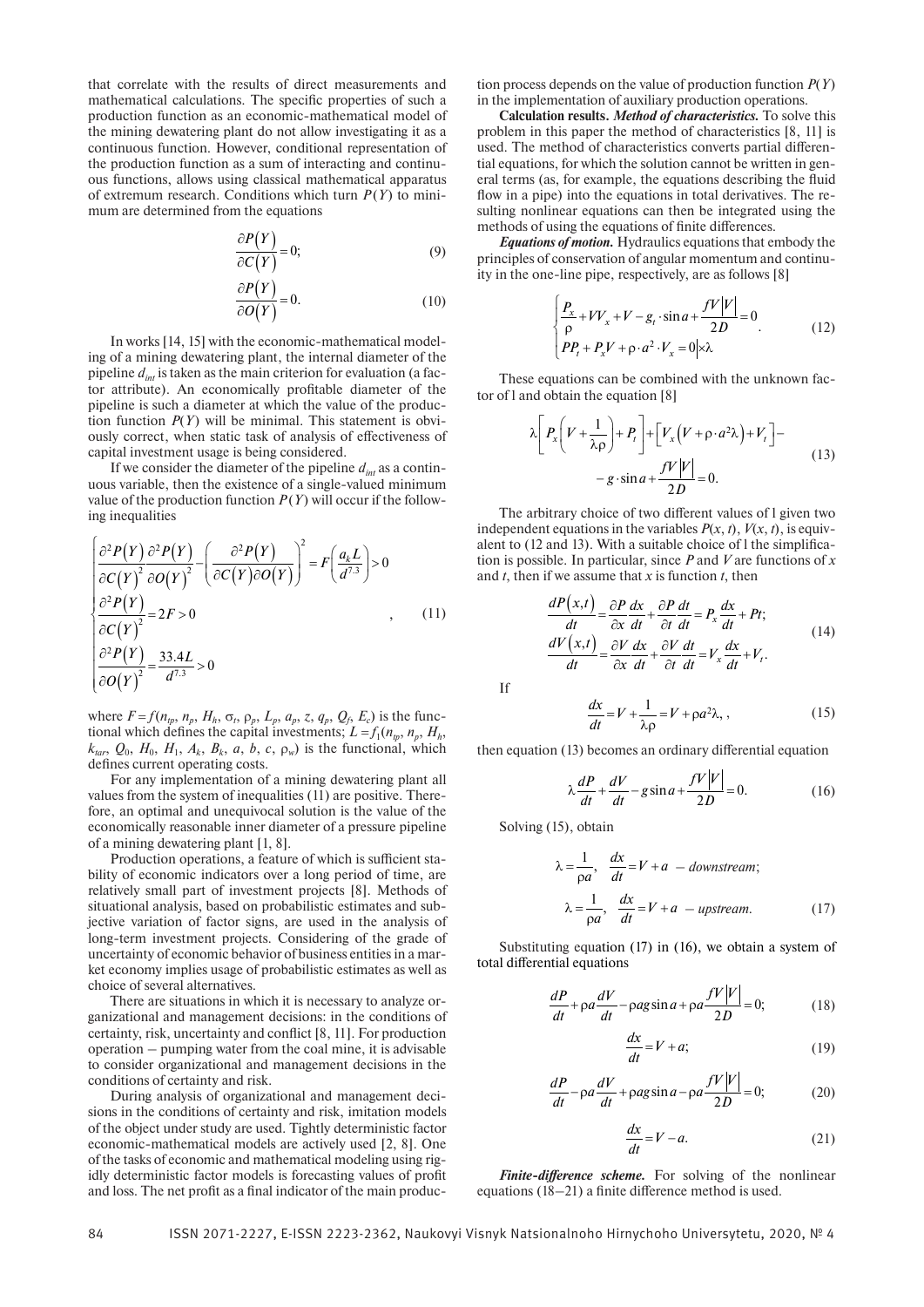that correlate with the results of direct measurements and mathematical calculations. The specific properties of such a production function as an economic-mathematical model of the mining dewatering plant do not allow investigating it as a continuous function. However, conditional representation of the production function as a sum of interacting and continuous functions, allows using classical mathematical apparatus of extremum research. Conditions which turn $P(Y)$ to minimum are determined from the equations

$$\frac{\partial P(Y)}{\partial C(Y)}=0; \tag{9}$$

$$\frac{\partial P(Y)}{\partial O(Y)}=0. \tag{10}$$

In works [14, 15] with the economic-mathematical modeling of a mining dewatering plant, the internal diameter of the pipeline $d_{int}$ is taken as the main criterion for evaluation (a factor attribute). An economically profitable diameter of the pipeline is such a diameter at which the value of the production function $P(Y)$ will be minimal. This statement is obviously correct, when static task of analysis of effectiveness of capital investment usage is being considered.

If we consider the diameter of the pipeline $d_{int}$ as a continuous variable, then the existence of a single-valued minimum value of the production function $P(Y)$ will occur if the following inequalities

$$\begin{cases} \dfrac{\partial^2 P(Y)}{\partial C(Y)^2}\dfrac{\partial^2 P(Y)}{\partial O(Y)^2}-\left(\dfrac{\partial^2 P(Y)}{\partial C(Y)\partial O(Y)}\right)^2=F\left(\dfrac{a_k L}{d^{7.3}}\right)>0 \\ \dfrac{\partial^2 P(Y)}{\partial C(Y)^2}=2F>0 \\ \dfrac{\partial^2 P(Y)}{\partial O(Y)^2}=\dfrac{33.4L}{d^{7.3}}>0 \end{cases}, \tag{11}$$

where $F=f(n_{tp}, n_p, H_h, \sigma_t, \rho_p, L_p, a_p, z, q_p, Q_f, E_c)$ is the functional which defines the capital investments; $L=f_1(n_{tp}, n_p, H_h, k_{tar}, Q_0, H_0, H_1, A_k, B_k, a, b, c, \rho_w)$ is the functional, which defines current operating costs.

For any implementation of a mining dewatering plant all values from the system of inequalities (11) are positive. Therefore, an optimal and unequivocal solution is the value of the economically reasonable inner diameter of a pressure pipeline of a mining dewatering plant [1, 8].

Production operations, a feature of which is sufficient stability of economic indicators over a long period of time, are relatively small part of investment projects [8]. Methods of situational analysis, based on probabilistic estimates and subjective variation of factor signs, are used in the analysis of long-term investment projects. Considering of the grade of uncertainty of economic behavior of business entities in a market economy implies usage of probabilistic estimates as well as choice of several alternatives.

There are situations in which it is necessary to analyze organizational and management decisions: in the conditions of certainty, risk, uncertainty and conflict [8, 11]. For production operation – pumping water from the coal mine, it is advisable to consider organizational and management decisions in the conditions of certainty and risk.

During analysis of organizational and management decisions in the conditions of certainty and risk, imitation models of the object under study are used. Tightly deterministic factor economic-mathematical models are actively used [2, 8]. One of the tasks of economic and mathematical modeling using rigidly deterministic factor models is forecasting values of profit and loss. The net profit as a final indicator of the main production process depends on the value of production function $P(Y)$ in the implementation of auxiliary production operations.

**Calculation results.** ***Method of characteristics.*** To solve this problem in this paper the method of characteristics [8, 11] is used. The method of characteristics converts partial differential equations, for which the solution cannot be written in general terms (as, for example, the equations describing the fluid flow in a pipe) into the equations in total derivatives. The resulting nonlinear equations can then be integrated using the methods of using the equations of finite differences.

***Equations of motion.*** Hydraulics equations that embody the principles of conservation of angular momentum and continuity in the one-line pipe, respectively, are as follows [8]

$$\begin{cases} \dfrac{P_x}{\rho}+VV_x+V-g_t\cdot\sin a+\dfrac{fV|V|}{2D}=0 \\ PP_t+P_xV+\rho\cdot a^2\cdot V_x=0|\times\lambda \end{cases}. \tag{12}$$

These equations can be combined with the unknown factor of l and obtain the equation [8]

$$\lambda\left[P_x\left(V+\frac{1}{\lambda\rho}\right)+P_t\right]+\left[V_x\left(V+\rho\cdot a^2\lambda\right)+V_t\right]-g\cdot\sin a+\frac{fV|V|}{2D}=0. \tag{13}$$

The arbitrary choice of two different values of l given two independent equations in the variables $P(x, t)$, $V(x, t)$, is equivalent to (12 and 13). With a suitable choice of l the simplification is possible. In particular, since $P$ and $V$ are functions of $x$ and $t$, then if we assume that $x$ is function $t$, then

$$\begin{aligned} \frac{dP(x,t)}{dt}&=\frac{\partial P}{\partial x}\frac{dx}{dt}+\frac{\partial P}{\partial t}\frac{dt}{dt}=P_x\frac{dx}{dt}+Pt; \\ \frac{dV(x,t)}{dt}&=\frac{\partial V}{\partial x}\frac{dx}{dt}+\frac{\partial V}{\partial t}\frac{dt}{dt}=V_x\frac{dx}{dt}+V_t. \end{aligned} \tag{14}$$

If

$$\frac{dx}{dt}=V+\frac{1}{\lambda\rho}=V+\rho a^2\lambda, \tag{15}$$

then equation (13) becomes an ordinary differential equation

$$\lambda\frac{dP}{dt}+\frac{dV}{dt}-g\sin a+\frac{fV|V|}{2D}=0. \tag{16}$$

Solving (15), obtain

$$\lambda=\frac{1}{\rho a},\quad \frac{dx}{dt}=V+a\ -\ \textit{downstream};$$

$$\lambda=\frac{1}{\rho a},\quad \frac{dx}{dt}=V+a\ -\ \textit{upstream}. \tag{17}$$

Substituting equation (17) in (16), we obtain a system of total differential equations

$$\frac{dP}{dt}+\rho a\frac{dV}{dt}-\rho ag\sin a+\rho a\frac{fV|V|}{2D}=0; \tag{18}$$

$$\frac{dx}{dt}=V+a; \tag{19}$$

$$\frac{dP}{dt}-\rho a\frac{dV}{dt}+\rho ag\sin a-\rho a\frac{fV|V|}{2D}=0; \tag{20}$$

$$\frac{dx}{dt}=V-a. \tag{21}$$

***Finite-difference scheme.*** For solving of the nonlinear equations (18–21) a finite difference method is used.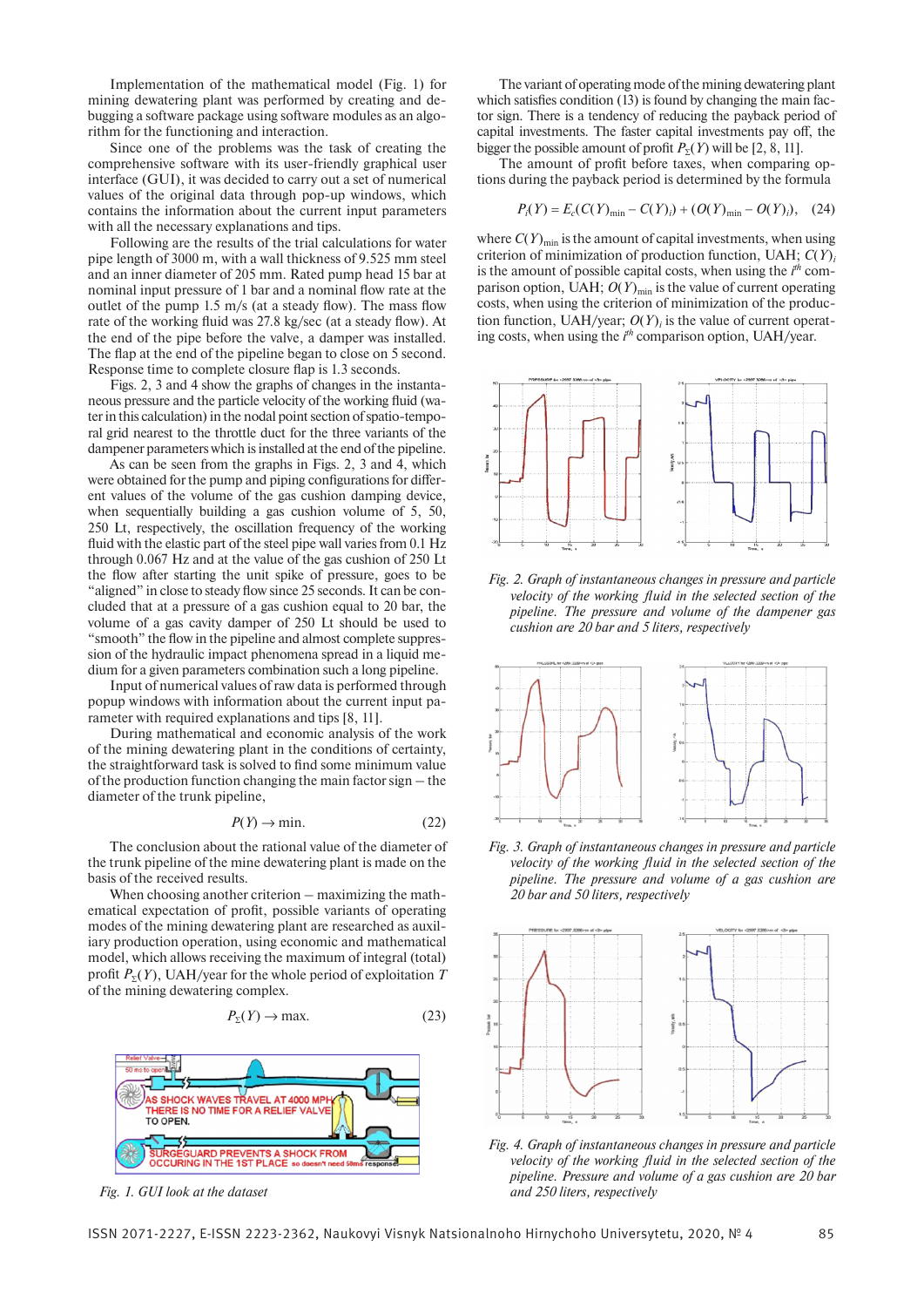Implementation of the mathematical model (Fig. 1) for mining dewatering plant was performed by creating and debugging a software package using software modules as an algorithm for the functioning and interaction.

Since one of the problems was the task of creating the comprehensive software with its user-friendly graphical user interface (GUI), it was decided to carry out a set of numerical values of the original data through pop-up windows, which contains the information about the current input parameters with all the necessary explanations and tips.

Following are the results of the trial calculations for water pipe length of 3000 m, with a wall thickness of 9.525 mm steel and an inner diameter of 205 mm. Rated pump head 15 bar at nominal input pressure of 1 bar and a nominal flow rate at the outlet of the pump 1.5 m/s (at a steady flow). The mass flow rate of the working fluid was 27.8 kg/sec (at a steady flow). At the end of the pipe before the valve, a damper was installed. The flap at the end of the pipeline began to close on 5 second. Response time to complete closure flap is 1.3 seconds.

Figs. 2, 3 and 4 show the graphs of changes in the instantaneous pressure and the particle velocity of the working fluid (water in this calculation) in the nodal point section of spatio-temporal grid nearest to the throttle duct for the three variants of the dampener parameters which is installed at the end of the pipeline.

As can be seen from the graphs in Figs. 2, 3 and 4, which were obtained for the pump and piping configurations for different values of the volume of the gas cushion damping device, when sequentially building a gas cushion volume of 5, 50, 250 Lt, respectively, the oscillation frequency of the working fluid with the elastic part of the steel pipe wall varies from 0.1 Hz through 0.067 Hz and at the value of the gas cushion of 250 Lt the flow after starting the unit spike of pressure, goes to be "aligned" in close to steady flow since 25 seconds. It can be concluded that at a pressure of a gas cushion equal to 20 bar, the volume of a gas cavity damper of 250 Lt should be used to "smooth" the flow in the pipeline and almost complete suppression of the hydraulic impact phenomena spread in a liquid medium for a given parameters combination such a long pipeline.

Input of numerical values of raw data is performed through popup windows with information about the current input parameter with required explanations and tips [8, 11].

During mathematical and economic analysis of the work of the mining dewatering plant in the conditions of certainty, the straightforward task is solved to find some minimum value of the production function changing the main factor sign – the diameter of the trunk pipeline,

$$P(Y) \rightarrow \min. \qquad (22)$$

The conclusion about the rational value of the diameter of the trunk pipeline of the mine dewatering plant is made on the basis of the received results.

When choosing another criterion – maximizing the mathematical expectation of profit, possible variants of operating modes of the mining dewatering plant are researched as auxiliary production operation, using economic and mathematical model, which allows receiving the maximum of integral (total) profit $P_\Sigma(Y)$, UAH/year for the whole period of exploitation $T$ of the mining dewatering complex.

$$P_\Sigma(Y) \rightarrow \max. \qquad (23)$$

Fig. 1. GUI look at the dataset

The variant of operating mode of the mining dewatering plant which satisfies condition (13) is found by changing the main factor sign. There is a tendency of reducing the payback period of capital investments. The faster capital investments pay off, the bigger the possible amount of profit $P_\Sigma(Y)$ will be [2, 8, 11].

The amount of profit before taxes, when comparing options during the payback period is determined by the formula

$$P_i(Y) = E_c(C(Y)_{\min} - C(Y)_i) + (O(Y)_{\min} - O(Y)_i), \quad (24)$$

where $C(Y)_{\min}$ is the amount of capital investments, when using criterion of minimization of production function, UAH; $C(Y)_i$ is the amount of possible capital costs, when using the $i^{th}$ comparison option, UAH; $O(Y)_{\min}$ is the value of current operating costs, when using the criterion of minimization of the production function, UAH/year; $O(Y)_i$ is the value of current operating costs, when using the $i^{th}$ comparison option, UAH/year.

Fig. 2. Graph of instantaneous changes in pressure and particle velocity of the working fluid in the selected section of the pipeline. The pressure and volume of the dampener gas cushion are 20 bar and 5 liters, respectively

Fig. 3. Graph of instantaneous changes in pressure and particle velocity of the working fluid in the selected section of the pipeline. The pressure and volume of a gas cushion are 20 bar and 50 liters, respectively

Fig. 4. Graph of instantaneous changes in pressure and particle velocity of the working fluid in the selected section of the pipeline. Pressure and volume of a gas cushion are 20 bar and 250 liters, respectively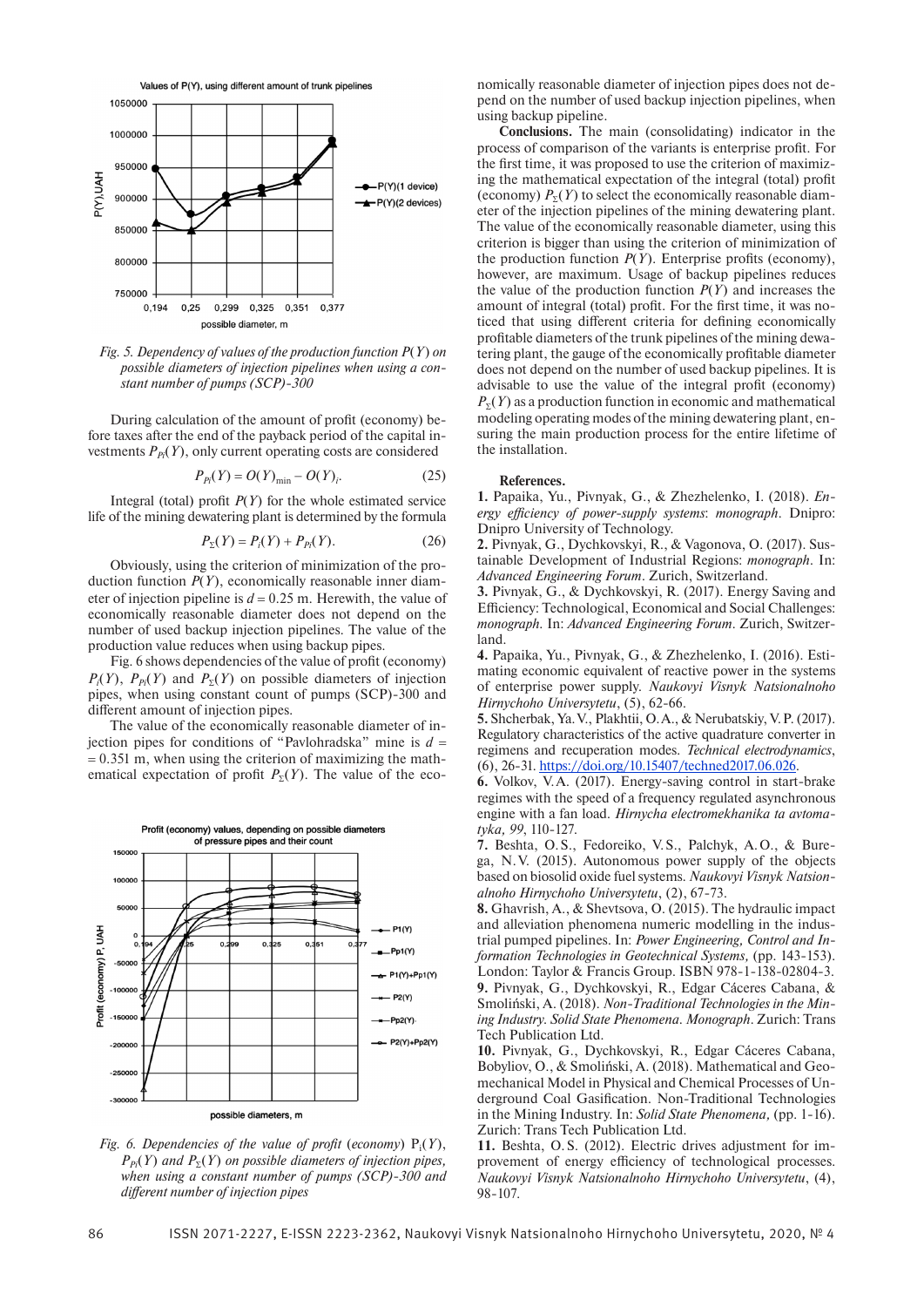*Fig. 5. Dependency of values of the production function P(Y) on possible diameters of injection pipelines when using a constant number of pumps (SCP)-300*

During calculation of the amount of profit (economy) before taxes after the end of the payback period of the capital investments $P_{Pi}(Y)$, only current operating costs are considered

$$P_{Pi}(Y) = O(Y)_{\min} - O(Y)_i. \quad (25)$$

Integral (total) profit $P(Y)$ for the whole estimated service life of the mining dewatering plant is determined by the formula

$$P_{\Sigma}(Y) = P_i(Y) + P_{Pi}(Y). \quad (26)$$

Obviously, using the criterion of minimization of the production function $P(Y)$, economically reasonable inner diameter of injection pipeline is $d = 0.25$ m. Herewith, the value of economically reasonable diameter does not depend on the number of used backup injection pipelines. The value of the production value reduces when using backup pipes.

Fig. 6 shows dependencies of the value of profit (economy) $P_i(Y)$, $P_{Pi}(Y)$ and $P_{\Sigma}(Y)$ on possible diameters of injection pipes, when using constant count of pumps (SCP)-300 and different amount of injection pipes.

The value of the economically reasonable diameter of injection pipes for conditions of "Pavlohradska" mine is $d = 0.351$ m, when using the criterion of maximizing the mathematical expectation of profit $P_{\Sigma}(Y)$. The value of the economically reasonable diameter of injection pipes does not depend on the number of used backup injection pipelines, when using backup pipeline.

*Fig. 6. Dependencies of the value of profit (economy) $P_i(Y)$, $P_{Pi}(Y)$ and $P_{\Sigma}(Y)$ on possible diameters of injection pipes, when using a constant number of pumps (SCP)-300 and different number of injection pipes*

**Conclusions.** The main (consolidating) indicator in the process of comparison of the variants is enterprise profit. For the first time, it was proposed to use the criterion of maximizing the mathematical expectation of the integral (total) profit (economy) $P_{\Sigma}(Y)$ to select the economically reasonable diameter of the injection pipelines of the mining dewatering plant. The value of the economically reasonable diameter, using this criterion is bigger than using the criterion of minimization of the production function $P(Y)$. Enterprise profits (economy), however, are maximum. Usage of backup pipelines reduces the value of the production function $P(Y)$ and increases the amount of integral (total) profit. For the first time, it was noticed that using different criteria for defining economically profitable diameters of the trunk pipelines of the mining dewatering plant, the gauge of the economically profitable diameter does not depend on the number of used backup pipelines. It is advisable to use the value of the integral profit (economy) $P_{\Sigma}(Y)$ as a production function in economic and mathematical modeling operating modes of the mining dewatering plant, ensuring the main production process for the entire lifetime of the installation.

**References.**

**1.** Papaika, Yu., Pivnyak, G., & Zhezhelenko, I. (2018). *Energy efficiency of power-supply systems*: *monograph*. Dnipro: Dnipro University of Technology.

**2.** Pivnyak, G., Dychkovskyi, R., & Vagonova, O. (2017). Sustainable Development of Industrial Regions: *monograph*. In: *Advanced Engineering Forum*. Zurich, Switzerland.

**3.** Pivnyak, G., & Dychkovskyi, R. (2017). Energy Saving and Efficiency: Technological, Economical and Social Challenges: *monograph*. In: *Advanced Engineering Forum*. Zurich, Switzerland.

**4.** Papaika, Yu., Pivnyak, G., & Zhezhelenko, I. (2016). Estimating economic equivalent of reactive power in the systems of enterprise power supply. *Naukovyi Visnyk Natsionalnoho Hirnychoho Universytetu*, (5), 62-66.

**5.** Shcherbak, Ya. V., Plakhtii, O. A., & Nerubatskiy, V. P. (2017). Regulatory characteristics of the active quadrature converter in regimens and recuperation modes. *Technical electrodynamics*, (6), 26-31. https://doi.org/10.15407/techned2017.06.026.

**6.** Volkov, V. A. (2017). Energy-saving control in start-brake regimes with the speed of a frequency regulated asynchronous engine with a fan load. *Hirnycha electromekhanika ta avtomatyka, 99*, 110-127.

**7.** Beshta, O. S., Fedoreiko, V. S., Palchyk, A. O., & Burega, N. V. (2015). Autonomous power supply of the objects based on biosolid oxide fuel systems. *Naukovyi Visnyk Natsionalnoho Hirnychoho Universytetu*, (2), 67-73.

**8.** Ghavrish, A., & Shevtsova, O. (2015). The hydraulic impact and alleviation phenomena numeric modelling in the industrial pumped pipelines. In: *Power Engineering, Control and Information Technologies in Geotechnical Systems,* (pp. 143-153). London: Taylor & Francis Group. ISBN 978-1-138-02804-3.

**9.** Pivnyak, G., Dychkovskyi, R., Edgar Cáceres Cabana, & Smoliński, A. (2018). *Non-Traditional Technologies in the Mining Industry. Solid State Phenomena. Monograph*. Zurich: Trans Tech Publication Ltd.

**10.** Pivnyak, G., Dychkovskyi, R., Edgar Cáceres Cabana, Bobyliov, O., & Smoliński, A. (2018). Mathematical and Geomechanical Model in Physical and Chemical Processes of Underground Coal Gasification. Non-Traditional Technologies in the Mining Industry. In: *Solid State Phenomena,* (pp. 1-16). Zurich: Trans Tech Publication Ltd.

**11.** Beshta, O. S. (2012). Electric drives adjustment for improvement of energy efficiency of technological processes. *Naukovyi Visnyk Natsionalnoho Hirnychoho Universytetu*, (4), 98-107.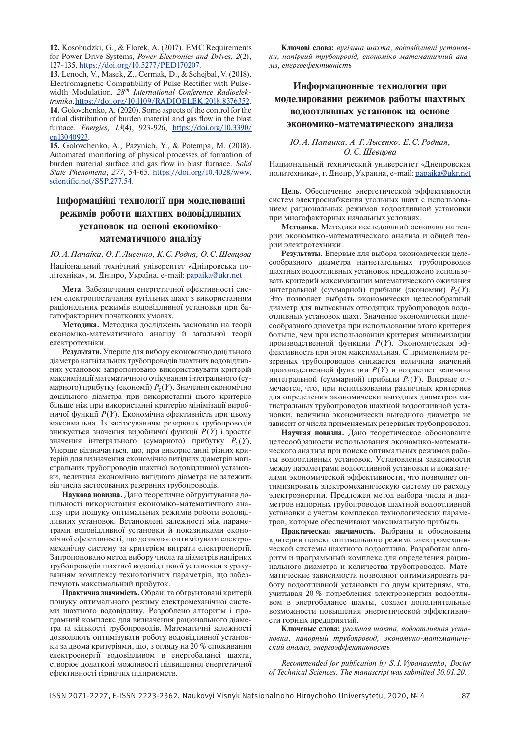**12.** Kosobudzki, G., & Florek, A. (2017). EMC Requirements for Power Drive Systems, *Power Electronics and Drives*, *2*(2), 127-135. https://doi.org/10.5277/PED170207.

**13.** Lenoch, V., Masek, Z., Cermak, D., & Schejbal, V. (2018). Electromagnetic Compatibility of Pulse Rectifier with Pulse-width Modulation. *28th International Conference Radioelektronika*. https://doi.org/10.1109/RADIOELEK.2018.8376352.

**14.** Golovchenko, A. (2020). Some aspects of the control for the radial distribution of burden material and gas flow in the blast furnace. *Energies, 13*(4), 923-926, https://doi.org/10.3390/en13040923.

**15.** Golovchenko, A., Pazynich, Y., & Potempa, M. (2018). Automated monitoring of physical processes of formation of burden material surface and gas flow in blast furnace. *Solid State Phenomena*, *277*, 54-65. https://doi.org/10.4028/www.scientific.net/SSP.277.54.

## Інформаційні технології при моделюванні режимів роботи шахтних водовідливних установок на основі економіко-математичного аналізу

*Ю. А. Папаїка, О. Г. Лисенко, К. С. Родна, О. С. Шевцова*

Національний технічний університет «Дніпровська політехніка», м. Дніпро, Україна, e-mail: papaika@ukr.net

**Мета.** Забезпечення енергетичної ефективності систем електропостачання вугільних шахт з використанням раціональних режимів водовідливної установки при багатофакторних початкових умовах.

**Методика.** Методика досліджень заснована на теорії економіко-математичного аналізу й загальної теорії електротехніки.

**Результати.** Уперше для вибору економічно доцільного діаметра нагнітальних трубопроводів шахтних водовідливних установок запропоновано використовувати критерій максимізації математичного очікування інтегрального (сумарного) прибутку (економії) $P_\Sigma(Y)$. Значення економічно доцільного діаметра при використанні цього критерію більше ніж при використанні критерію мінімізації виробничої функції $P(Y)$. Економічна ефективність при цьому максимальна. Із застосуванням резервних трубопроводів знижується значення виробничої функції $P(Y)$ і зростає значення інтегрального (сумарного) прибутку $P_\Sigma(Y)$. Уперше відзначається, що, при використанні різних критеріїв для визначення економічно вигідних діаметрів магістральних трубопроводів шахтної водовідливної установки, величина економічно вигідного діаметра не залежить від числа застосованих резервних трубопроводів.

**Наукова новизна.** Дано теоретичне обґрунтування доцільності використання економіко-математичного аналізу при пошуку оптимальних режимів роботи водовідливних установок. Встановлені залежності між параметрами водовідливної установки й показниками економічної ефективності, що дозволяє оптимізувати електромеханічну систему за критерієм витрати електроенергії. Запропоновано метод вибору числа та діаметрів напірних трубопроводів шахтної водовідливної установки з урахуванням комплексу технологічних параметрів, що забезпечують максимальний прибуток.

**Практична значимість.** Обрані та обґрунтовані критерії пошуку оптимального режиму електромеханічної системи шахтного водовідливу. Розроблено алгоритм і програмний комплекс для визначення раціонального діаметра та кількості трубопроводів. Математичні залежності дозволяють оптимізувати роботу водовідливної установки за двома критеріями, що, з огляду на 20 % споживання електроенергії водовідливом в енергобалансі шахти, створює додаткові можливості підвищення енергетичної ефективності гірничих підприємств.

**Ключові слова:** *вугільна шахта, водовідливні установки, напірний трубопровід, економіко-математичний аналіз, енергоефективність*

## Информационные технологии при моделировании режимов работы шахтных водоотливных установок на основе экономико-математического анализа

*Ю. А. Папаика, А. Г. Лысенко, Е. С. Родная, О. С. Шевцова*

Национальный технический университет «Днепровская политехника», г. Днепр, Украина, e-mail: papaika@ukr.net

**Цель.** Обеспечение энергетической эффективности систем электроснабжения угольных шахт с использованием рациональных режимов водоотливной установки при многофакторных начальных условиях.

**Методика.** Методика исследований основана на теории экономико-математического анализа и общей теории электротехники.

**Результаты.** Впервые для выбора экономически целесообразного диаметра нагнетательных трубопроводов шахтных водоотливных установок предложено использовать критерий максимизации математического ожидания интегральной (суммарной) прибыли (экономии) $P_\Sigma(Y)$. Это позволяет выбрать экономически целесообразный диаметр для выпускных отводящих трубопроводов водоотливных установок шахт. Значение экономически целесообразного диаметра при использовании этого критерия больше, чем при использовании критерия минимизации производственной функции $P(Y)$. Экономическая эффективность при этом максимальная. С применением резервных трубопроводов снижается величина значений производственной функции $P(Y)$ и возрастает величина интегральной (суммарной) прибыли $P_\Sigma(Y)$. Впервые отмечается, что, при использовании различных критериев для определения экономически выгодных диаметров магистральных трубопроводов шахтной водоотливной установки, величина экономически выгодного диаметра не зависит от числа применяемых резервных трубопроводов.

**Научная новизна.** Дано теоретическое обоснование целесообразности использования экономико-математического анализа при поиске оптимальных режимов работы водоотливных установок. Установлены зависимости между параметрами водоотливной установки и показателями экономической эффективности, что позволяет оптимизировать электромеханическую систему по расходу электроэнергии. Предложен метод выбора числа и диаметров напорных трубопроводов шахтной водоотливной установки с учетом комплекса технологических параметров, которые обеспечивают максимальную прибыль.

**Практическая значимость.** Выбраны и обоснованы критерии поиска оптимального режима электромеханической системы шахтного водоотлива. Разработан алгоритм и программный комплекс для определения рационального диаметра и количества трубопроводов. Математические зависимости позволяют оптимизировать работу водоотливной установки по двум критериям, что, учитывая 20 % потребления электроэнергии водоотливом в энергобалансе шахты, создает дополнительные возможности повышения энергетической эффективности горных предприятий.

**Ключевые слова:** *угольная шахта, водоотливная установка, напорный трубопровод, экономико-математический анализ, энергоэффективность*

*Recommended for publication by S. I. Vypanasenko, Doctor of Technical Sciences. The manuscript was submitted 30.01.20.*